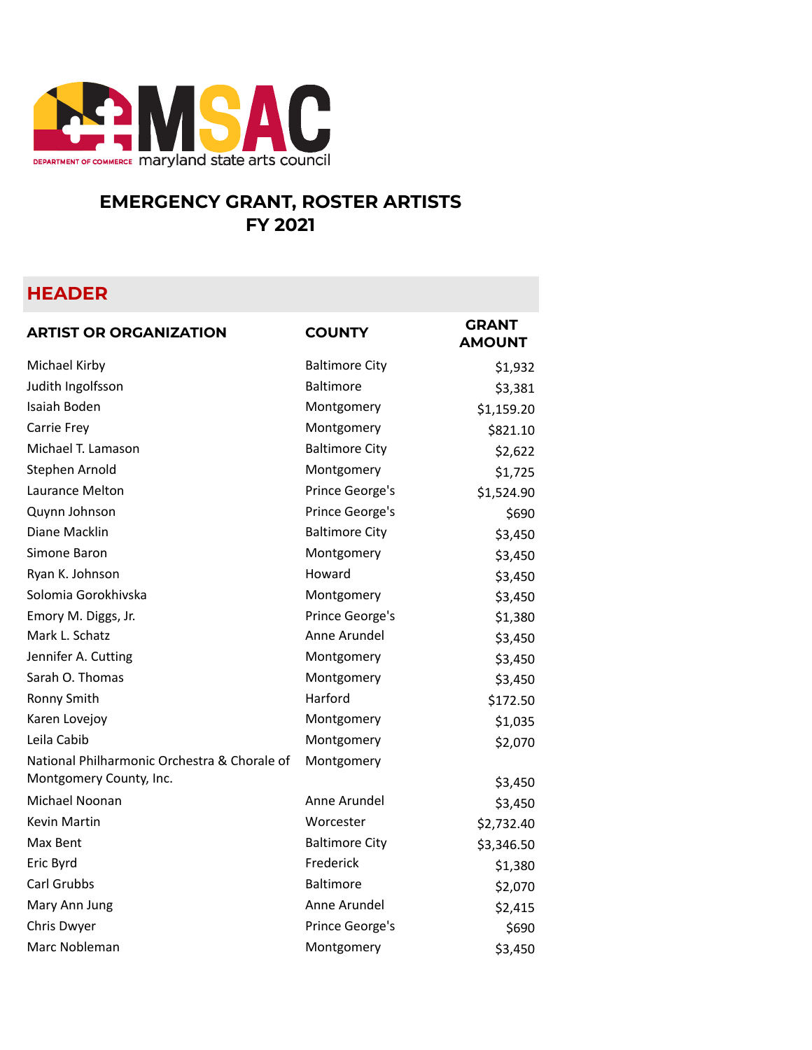# EMERGENCY GRANT, ROSTER ARTISTS FY 2021

## HEADER

| ARTIST OR ORGANIZATION | COUNTY | GRANT AMOUNT |
|---|---|---|
| Michael Kirby | Baltimore City | $1,932 |
| Judith Ingolfsson | Baltimore | $3,381 |
| Isaiah Boden | Montgomery | $1,159.20 |
| Carrie Frey | Montgomery | $821.10 |
| Michael T. Lamason | Baltimore City | $2,622 |
| Stephen Arnold | Montgomery | $1,725 |
| Laurance Melton | Prince George's | $1,524.90 |
| Quynn Johnson | Prince George's | $690 |
| Diane Macklin | Baltimore City | $3,450 |
| Simone Baron | Montgomery | $3,450 |
| Ryan K. Johnson | Howard | $3,450 |
| Solomia Gorokhivska | Montgomery | $3,450 |
| Emory M. Diggs, Jr. | Prince George's | $1,380 |
| Mark L. Schatz | Anne Arundel | $3,450 |
| Jennifer A. Cutting | Montgomery | $3,450 |
| Sarah O. Thomas | Montgomery | $3,450 |
| Ronny Smith | Harford | $172.50 |
| Karen Lovejoy | Montgomery | $1,035 |
| Leila Cabib | Montgomery | $2,070 |
| National Philharmonic Orchestra & Chorale of Montgomery County, Inc. | Montgomery | $3,450 |
| Michael Noonan | Anne Arundel | $3,450 |
| Kevin Martin | Worcester | $2,732.40 |
| Max Bent | Baltimore City | $3,346.50 |
| Eric Byrd | Frederick | $1,380 |
| Carl Grubbs | Baltimore | $2,070 |
| Mary Ann Jung | Anne Arundel | $2,415 |
| Chris Dwyer | Prince George's | $690 |
| Marc Nobleman | Montgomery | $3,450 |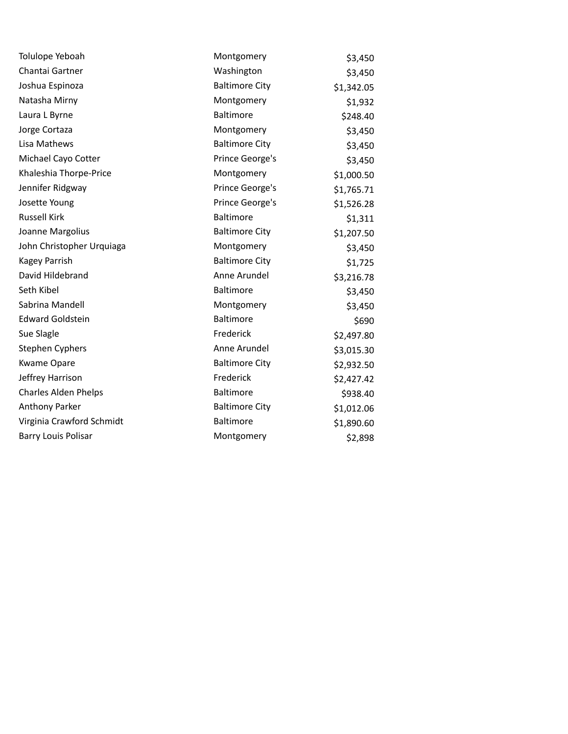| | | |
|---|---|---|
| Tolulope Yeboah | Montgomery | $3,450 |
| Chantai Gartner | Washington | $3,450 |
| Joshua Espinoza | Baltimore City | $1,342.05 |
| Natasha Mirny | Montgomery | $1,932 |
| Laura L Byrne | Baltimore | $248.40 |
| Jorge Cortaza | Montgomery | $3,450 |
| Lisa Mathews | Baltimore City | $3,450 |
| Michael Cayo Cotter | Prince George's | $3,450 |
| Khaleshia Thorpe-Price | Montgomery | $1,000.50 |
| Jennifer Ridgway | Prince George's | $1,765.71 |
| Josette Young | Prince George's | $1,526.28 |
| Russell Kirk | Baltimore | $1,311 |
| Joanne Margolius | Baltimore City | $1,207.50 |
| John Christopher Urquiaga | Montgomery | $3,450 |
| Kagey Parrish | Baltimore City | $1,725 |
| David Hildebrand | Anne Arundel | $3,216.78 |
| Seth Kibel | Baltimore | $3,450 |
| Sabrina Mandell | Montgomery | $3,450 |
| Edward Goldstein | Baltimore | $690 |
| Sue Slagle | Frederick | $2,497.80 |
| Stephen Cyphers | Anne Arundel | $3,015.30 |
| Kwame Opare | Baltimore City | $2,932.50 |
| Jeffrey Harrison | Frederick | $2,427.42 |
| Charles Alden Phelps | Baltimore | $938.40 |
| Anthony Parker | Baltimore City | $1,012.06 |
| Virginia Crawford Schmidt | Baltimore | $1,890.60 |
| Barry Louis Polisar | Montgomery | $2,898 |